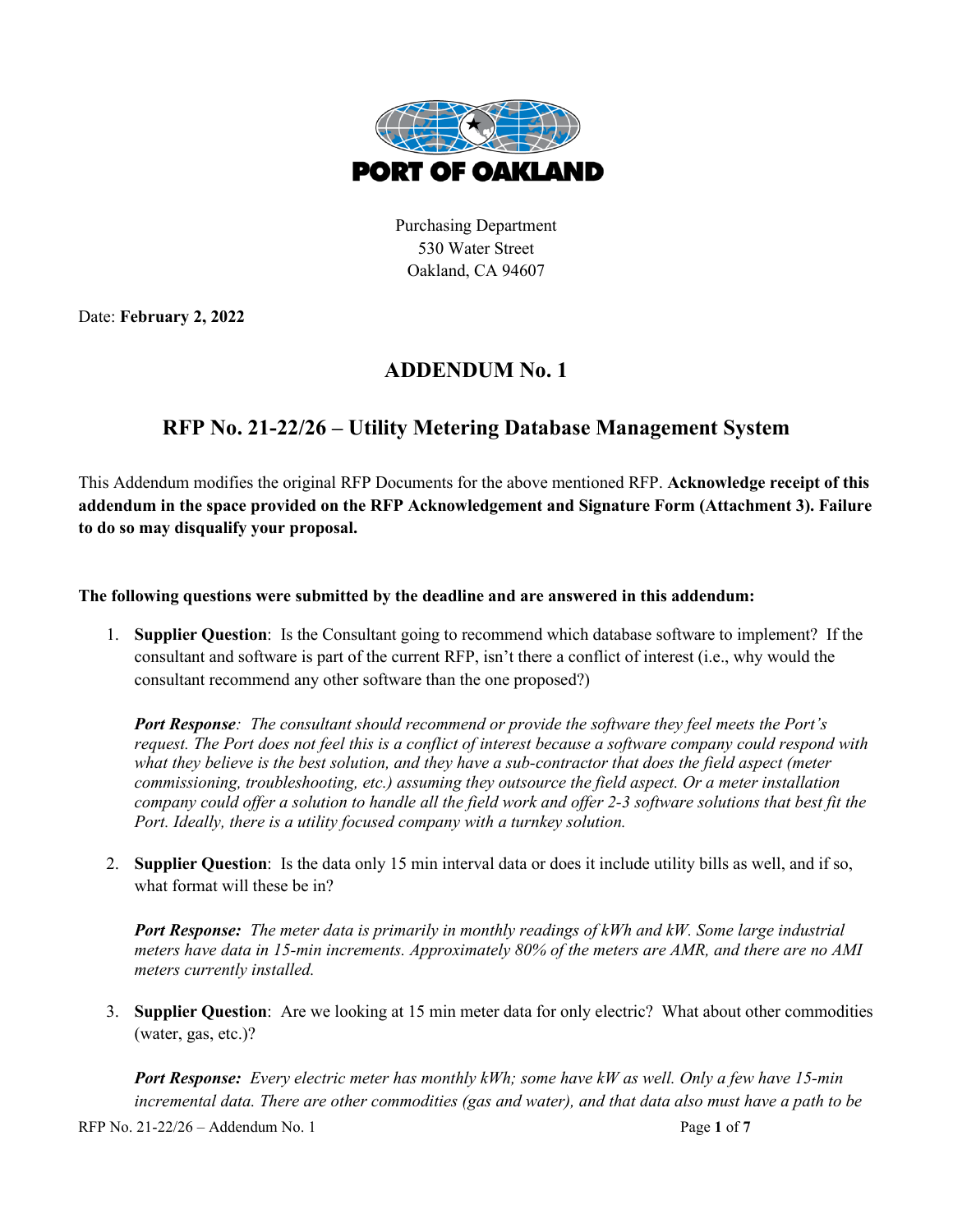PORT OF OAKLAND

Purchasing Department
530 Water Street
Oakland, CA 94607

Date: **February 2, 2022**

# ADDENDUM No. 1

## RFP No. 21-22/26 – Utility Metering Database Management System

This Addendum modifies the original RFP Documents for the above mentioned RFP. **Acknowledge receipt of this addendum in the space provided on the RFP Acknowledgement and Signature Form (Attachment 3). Failure to do so may disqualify your proposal.**

**The following questions were submitted by the deadline and are answered in this addendum:**

1. **Supplier Question**: Is the Consultant going to recommend which database software to implement? If the consultant and software is part of the current RFP, isn't there a conflict of interest (i.e., why would the consultant recommend any other software than the one proposed?)

   ***Port Response**: The consultant should recommend or provide the software they feel meets the Port's request. The Port does not feel this is a conflict of interest because a software company could respond with what they believe is the best solution, and they have a sub-contractor that does the field aspect (meter commissioning, troubleshooting, etc.) assuming they outsource the field aspect. Or a meter installation company could offer a solution to handle all the field work and offer 2-3 software solutions that best fit the Port. Ideally, there is a utility focused company with a turnkey solution.*

2. **Supplier Question**: Is the data only 15 min interval data or does it include utility bills as well, and if so, what format will these be in?

   ***Port Response:** The meter data is primarily in monthly readings of kWh and kW. Some large industrial meters have data in 15-min increments. Approximately 80% of the meters are AMR, and there are no AMI meters currently installed.*

3. **Supplier Question**: Are we looking at 15 min meter data for only electric? What about other commodities (water, gas, etc.)?

   ***Port Response:** Every electric meter has monthly kWh; some have kW as well. Only a few have 15-min incremental data. There are other commodities (gas and water), and that data also must have a path to be*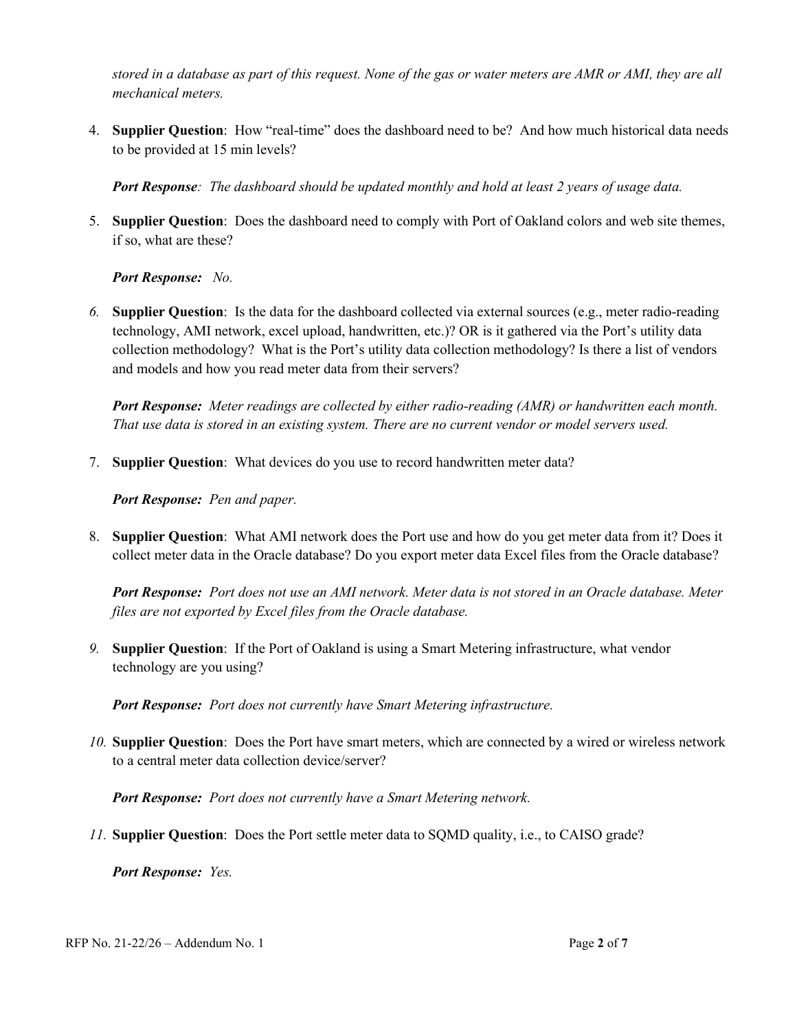*stored in a database as part of this request. None of the gas or water meters are AMR or AMI, they are all mechanical meters.*

4. **Supplier Question**: How "real-time" does the dashboard need to be? And how much historical data needs to be provided at 15 min levels?

   ***Port Response**: The dashboard should be updated monthly and hold at least 2 years of usage data.*

5. **Supplier Question**: Does the dashboard need to comply with Port of Oakland colors and web site themes, if so, what are these?

   ***Port Response:** No.*

6. **Supplier Question**: Is the data for the dashboard collected via external sources (e.g., meter radio-reading technology, AMI network, excel upload, handwritten, etc.)? OR is it gathered via the Port's utility data collection methodology? What is the Port's utility data collection methodology? Is there a list of vendors and models and how you read meter data from their servers?

   ***Port Response:** Meter readings are collected by either radio-reading (AMR) or handwritten each month. That use data is stored in an existing system. There are no current vendor or model servers used.*

7. **Supplier Question**: What devices do you use to record handwritten meter data?

   ***Port Response:** Pen and paper.*

8. **Supplier Question**: What AMI network does the Port use and how do you get meter data from it? Does it collect meter data in the Oracle database? Do you export meter data Excel files from the Oracle database?

   ***Port Response:** Port does not use an AMI network. Meter data is not stored in an Oracle database. Meter files are not exported by Excel files from the Oracle database.*

9. **Supplier Question**: If the Port of Oakland is using a Smart Metering infrastructure, what vendor technology are you using?

   ***Port Response:** Port does not currently have Smart Metering infrastructure.*

10. **Supplier Question**: Does the Port have smart meters, which are connected by a wired or wireless network to a central meter data collection device/server?

    ***Port Response:** Port does not currently have a Smart Metering network.*

11. **Supplier Question**: Does the Port settle meter data to SQMD quality, i.e., to CAISO grade?

    ***Port Response:** Yes.*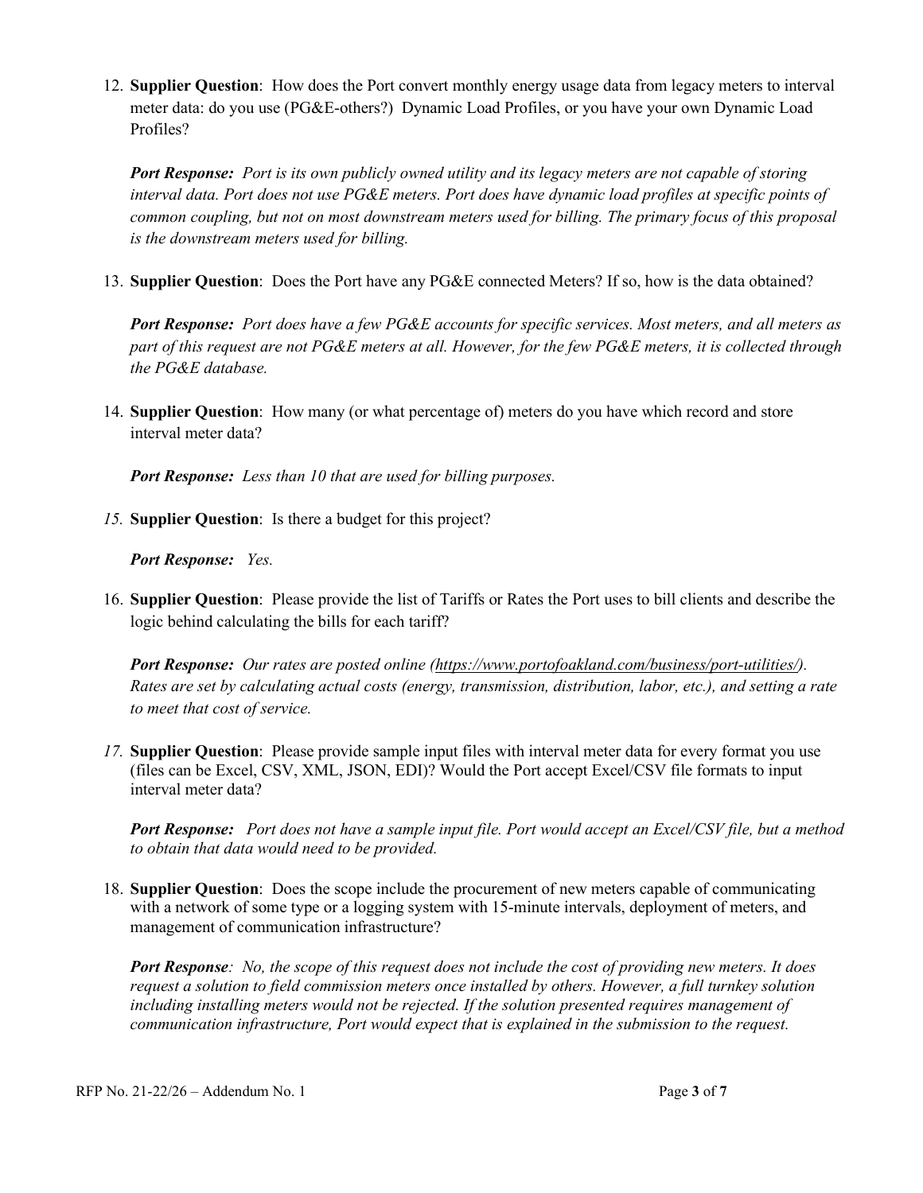12. **Supplier Question**: How does the Port convert monthly energy usage data from legacy meters to interval meter data: do you use (PG&E-others?) Dynamic Load Profiles, or you have your own Dynamic Load Profiles?

    ***Port Response:*** *Port is its own publicly owned utility and its legacy meters are not capable of storing interval data. Port does not use PG&E meters. Port does have dynamic load profiles at specific points of common coupling, but not on most downstream meters used for billing. The primary focus of this proposal is the downstream meters used for billing.*

13. **Supplier Question**: Does the Port have any PG&E connected Meters? If so, how is the data obtained?

    ***Port Response:*** *Port does have a few PG&E accounts for specific services. Most meters, and all meters as part of this request are not PG&E meters at all. However, for the few PG&E meters, it is collected through the PG&E database.*

14. **Supplier Question**: How many (or what percentage of) meters do you have which record and store interval meter data?

    ***Port Response:*** *Less than 10 that are used for billing purposes.*

15. **Supplier Question**: Is there a budget for this project?

    ***Port Response:*** *Yes.*

16. **Supplier Question**: Please provide the list of Tariffs or Rates the Port uses to bill clients and describe the logic behind calculating the bills for each tariff?

    ***Port Response:*** *Our rates are posted online (https://www.portofoakland.com/business/port-utilities/). Rates are set by calculating actual costs (energy, transmission, distribution, labor, etc.), and setting a rate to meet that cost of service.*

17. **Supplier Question**: Please provide sample input files with interval meter data for every format you use (files can be Excel, CSV, XML, JSON, EDI)? Would the Port accept Excel/CSV file formats to input interval meter data?

    ***Port Response:*** *Port does not have a sample input file. Port would accept an Excel/CSV file, but a method to obtain that data would need to be provided.*

18. **Supplier Question**: Does the scope include the procurement of new meters capable of communicating with a network of some type or a logging system with 15-minute intervals, deployment of meters, and management of communication infrastructure?

    ***Port Response****: No, the scope of this request does not include the cost of providing new meters. It does request a solution to field commission meters once installed by others. However, a full turnkey solution including installing meters would not be rejected. If the solution presented requires management of communication infrastructure, Port would expect that is explained in the submission to the request.*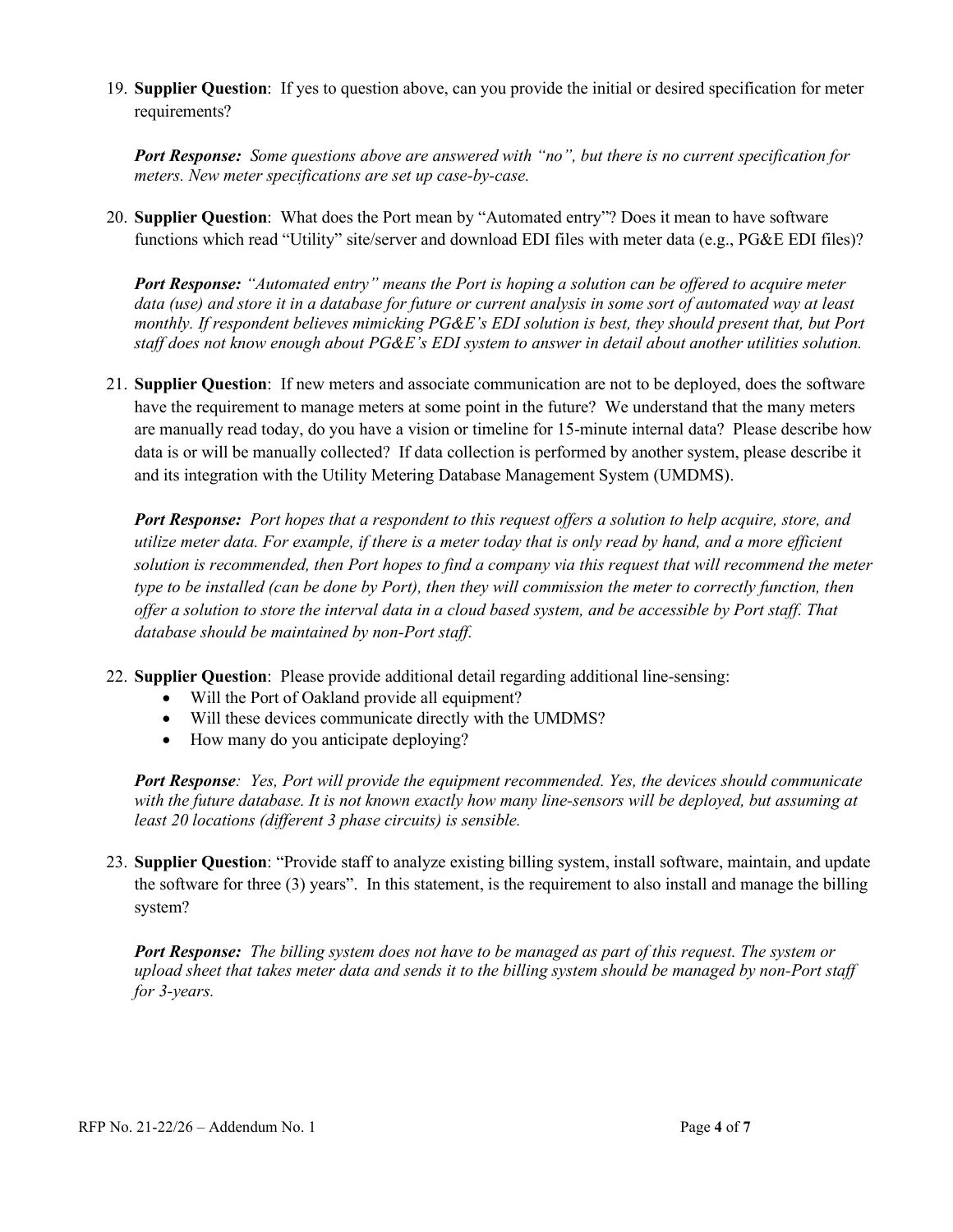19. **Supplier Question**: If yes to question above, can you provide the initial or desired specification for meter requirements?

    ***Port Response:*** *Some questions above are answered with "no", but there is no current specification for meters. New meter specifications are set up case-by-case.*

20. **Supplier Question**: What does the Port mean by "Automated entry"? Does it mean to have software functions which read "Utility" site/server and download EDI files with meter data (e.g., PG&E EDI files)?

    ***Port Response:*** *"Automated entry" means the Port is hoping a solution can be offered to acquire meter data (use) and store it in a database for future or current analysis in some sort of automated way at least monthly. If respondent believes mimicking PG&E's EDI solution is best, they should present that, but Port staff does not know enough about PG&E's EDI system to answer in detail about another utilities solution.*

21. **Supplier Question**: If new meters and associate communication are not to be deployed, does the software have the requirement to manage meters at some point in the future? We understand that the many meters are manually read today, do you have a vision or timeline for 15-minute internal data? Please describe how data is or will be manually collected? If data collection is performed by another system, please describe it and its integration with the Utility Metering Database Management System (UMDMS).

    ***Port Response:*** *Port hopes that a respondent to this request offers a solution to help acquire, store, and utilize meter data. For example, if there is a meter today that is only read by hand, and a more efficient solution is recommended, then Port hopes to find a company via this request that will recommend the meter type to be installed (can be done by Port), then they will commission the meter to correctly function, then offer a solution to store the interval data in a cloud based system, and be accessible by Port staff. That database should be maintained by non-Port staff.*

22. **Supplier Question**: Please provide additional detail regarding additional line-sensing:
    - Will the Port of Oakland provide all equipment?
    - Will these devices communicate directly with the UMDMS?
    - How many do you anticipate deploying?

    ***Port Response****: Yes, Port will provide the equipment recommended. Yes, the devices should communicate with the future database. It is not known exactly how many line-sensors will be deployed, but assuming at least 20 locations (different 3 phase circuits) is sensible.*

23. **Supplier Question**: "Provide staff to analyze existing billing system, install software, maintain, and update the software for three (3) years". In this statement, is the requirement to also install and manage the billing system?

    ***Port Response:*** *The billing system does not have to be managed as part of this request. The system or upload sheet that takes meter data and sends it to the billing system should be managed by non-Port staff for 3-years.*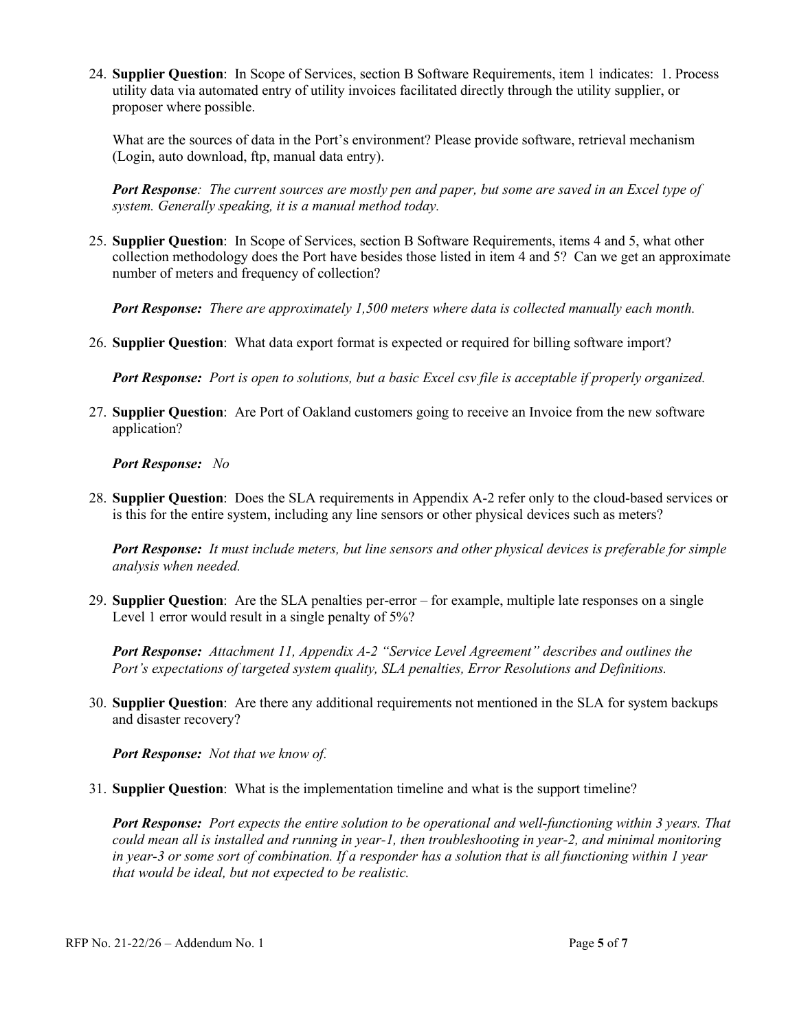24. **Supplier Question**: In Scope of Services, section B Software Requirements, item 1 indicates: 1. Process utility data via automated entry of utility invoices facilitated directly through the utility supplier, or proposer where possible.

    What are the sources of data in the Port's environment? Please provide software, retrieval mechanism (Login, auto download, ftp, manual data entry).

    ***Port Response**: The current sources are mostly pen and paper, but some are saved in an Excel type of system. Generally speaking, it is a manual method today.*

25. **Supplier Question**: In Scope of Services, section B Software Requirements, items 4 and 5, what other collection methodology does the Port have besides those listed in item 4 and 5? Can we get an approximate number of meters and frequency of collection?

    ***Port Response:** There are approximately 1,500 meters where data is collected manually each month.*

26. **Supplier Question**: What data export format is expected or required for billing software import?

    ***Port Response:** Port is open to solutions, but a basic Excel csv file is acceptable if properly organized.*

27. **Supplier Question**: Are Port of Oakland customers going to receive an Invoice from the new software application?

    ***Port Response:** No*

28. **Supplier Question**: Does the SLA requirements in Appendix A-2 refer only to the cloud-based services or is this for the entire system, including any line sensors or other physical devices such as meters?

    ***Port Response:** It must include meters, but line sensors and other physical devices is preferable for simple analysis when needed.*

29. **Supplier Question**: Are the SLA penalties per-error – for example, multiple late responses on a single Level 1 error would result in a single penalty of 5%?

    ***Port Response:** Attachment 11, Appendix A-2 "Service Level Agreement" describes and outlines the Port's expectations of targeted system quality, SLA penalties, Error Resolutions and Definitions.*

30. **Supplier Question**: Are there any additional requirements not mentioned in the SLA for system backups and disaster recovery?

    ***Port Response:** Not that we know of.*

31. **Supplier Question**: What is the implementation timeline and what is the support timeline?

    ***Port Response:** Port expects the entire solution to be operational and well-functioning within 3 years. That could mean all is installed and running in year-1, then troubleshooting in year-2, and minimal monitoring in year-3 or some sort of combination. If a responder has a solution that is all functioning within 1 year that would be ideal, but not expected to be realistic.*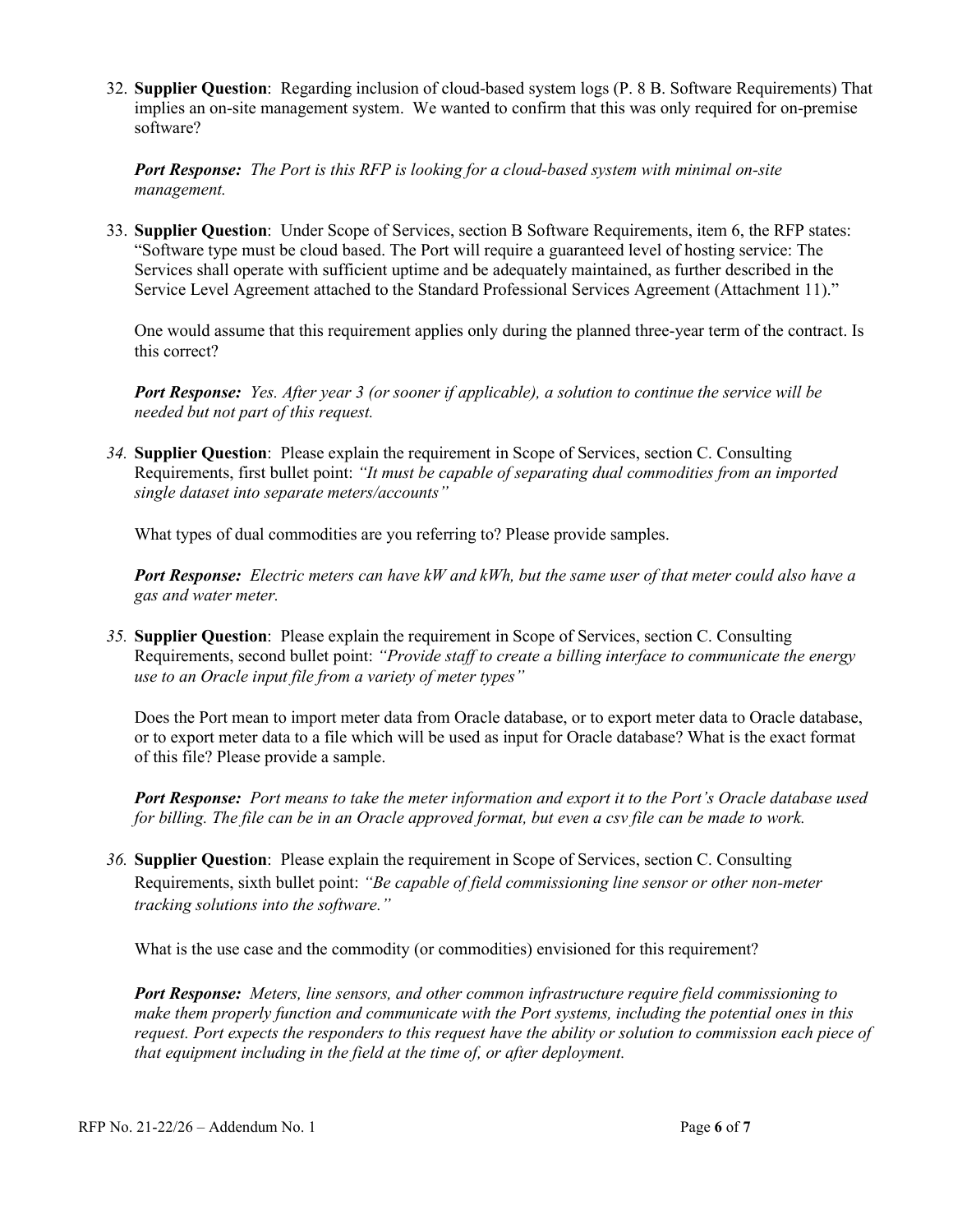32. **Supplier Question**: Regarding inclusion of cloud-based system logs (P. 8 B. Software Requirements) That implies an on-site management system. We wanted to confirm that this was only required for on-premise software?

    ***Port Response:*** *The Port is this RFP is looking for a cloud-based system with minimal on-site management.*

33. **Supplier Question**: Under Scope of Services, section B Software Requirements, item 6, the RFP states: "Software type must be cloud based. The Port will require a guaranteed level of hosting service: The Services shall operate with sufficient uptime and be adequately maintained, as further described in the Service Level Agreement attached to the Standard Professional Services Agreement (Attachment 11)."

    One would assume that this requirement applies only during the planned three-year term of the contract. Is this correct?

    ***Port Response:*** *Yes. After year 3 (or sooner if applicable), a solution to continue the service will be needed but not part of this request.*

34. **Supplier Question**: Please explain the requirement in Scope of Services, section C. Consulting Requirements, first bullet point: *"It must be capable of separating dual commodities from an imported single dataset into separate meters/accounts"*

    What types of dual commodities are you referring to? Please provide samples.

    ***Port Response:*** *Electric meters can have kW and kWh, but the same user of that meter could also have a gas and water meter.*

35. **Supplier Question**: Please explain the requirement in Scope of Services, section C. Consulting Requirements, second bullet point: *"Provide staff to create a billing interface to communicate the energy use to an Oracle input file from a variety of meter types"*

    Does the Port mean to import meter data from Oracle database, or to export meter data to Oracle database, or to export meter data to a file which will be used as input for Oracle database? What is the exact format of this file? Please provide a sample.

    ***Port Response:*** *Port means to take the meter information and export it to the Port's Oracle database used for billing. The file can be in an Oracle approved format, but even a csv file can be made to work.*

36. **Supplier Question**: Please explain the requirement in Scope of Services, section C. Consulting Requirements, sixth bullet point: *"Be capable of field commissioning line sensor or other non-meter tracking solutions into the software."*

    What is the use case and the commodity (or commodities) envisioned for this requirement?

    ***Port Response:*** *Meters, line sensors, and other common infrastructure require field commissioning to make them properly function and communicate with the Port systems, including the potential ones in this request. Port expects the responders to this request have the ability or solution to commission each piece of that equipment including in the field at the time of, or after deployment.*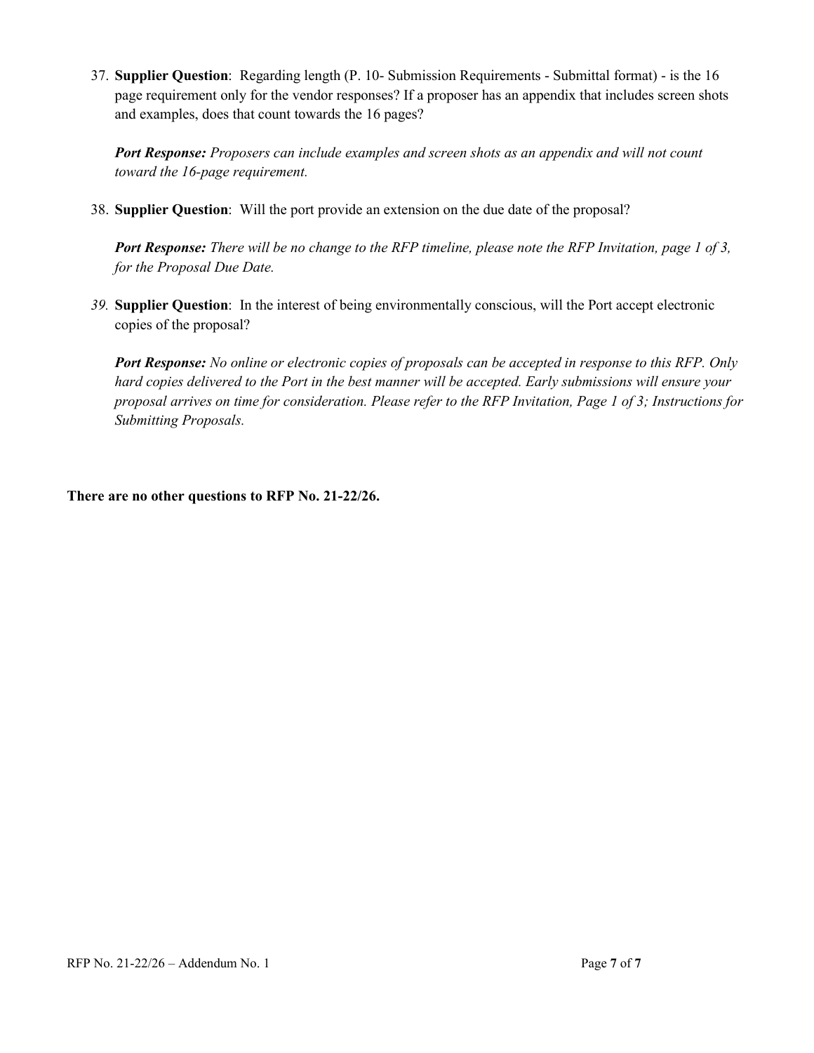37. **Supplier Question**: Regarding length (P. 10- Submission Requirements - Submittal format) - is the 16 page requirement only for the vendor responses? If a proposer has an appendix that includes screen shots and examples, does that count towards the 16 pages?

    ***Port Response:*** *Proposers can include examples and screen shots as an appendix and will not count toward the 16-page requirement.*

38. **Supplier Question**: Will the port provide an extension on the due date of the proposal?

    ***Port Response:*** *There will be no change to the RFP timeline, please note the RFP Invitation, page 1 of 3, for the Proposal Due Date.*

39. **Supplier Question**: In the interest of being environmentally conscious, will the Port accept electronic copies of the proposal?

    ***Port Response:*** *No online or electronic copies of proposals can be accepted in response to this RFP. Only hard copies delivered to the Port in the best manner will be accepted. Early submissions will ensure your proposal arrives on time for consideration. Please refer to the RFP Invitation, Page 1 of 3; Instructions for Submitting Proposals.*

**There are no other questions to RFP No. 21-22/26.**